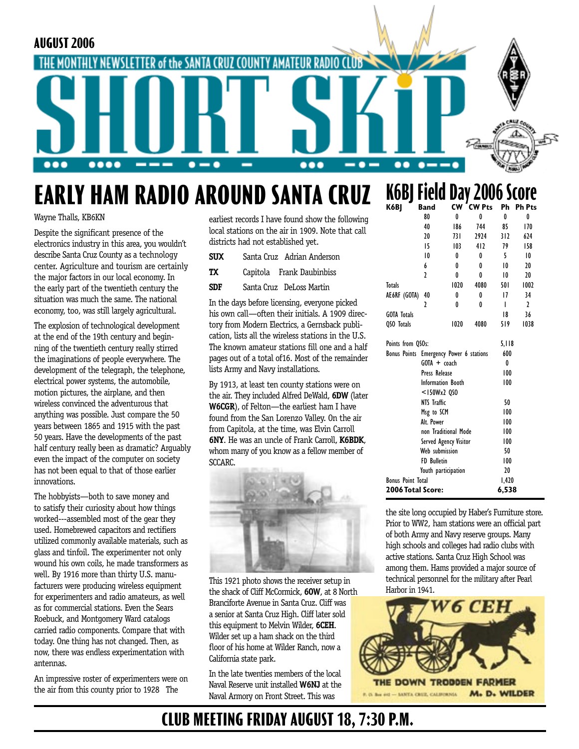AUGUST 2006

THE MONTHLY NEWSLETTER of the SANTA CRUZ COUNTY AMATEUR RADIO CLUB

# SHORT SKiP

## EARLY HAM RADIO AROUND SANTA CRUZ

Wayne Thalls, KB6KN

Despite the significant presence of the electronics industry in this area, you wouldn't describe Santa Cruz County as a technology center. Agriculture and tourism are certainly the major factors in our local economy. In the early part of the twentieth century the situation was much the same. The national economy, too, was still largely agricultural.

The explosion of technological development at the end of the 19th century and beginning of the twentieth century really stirred the imaginations of people everywhere. The development of the telegraph, the telephone, electrical power systems, the automobile, motion pictures, the airplane, and then wireless convinced the adventurous that anything was possible. Just compare the 50 years between 1865 and 1915 with the past 50 years. Have the developments of the past half century really been as dramatic? Arguably even the impact of the computer on society has not been equal to that of those earlier innovations.

The hobbyists—both to save money and to satisfy their curiosity about how things worked---assembled most of the gear they used. Homebrewed capacitors and rectifiers utilized commonly available materials, such as glass and tinfoil. The experimenter not only wound his own coils, he made transformers as well. By 1916 more than thirty U.S. manufacturers were producing wireless equipment for experimenters and radio amateurs, as well as for commercial stations. Even the Sears Roebuck, and Montgomery Ward catalogs carried radio components. Compare that with today. One thing has not changed. Then, as now, there was endless experimentation with antennas.

An impressive roster of experimenters were on the air from this county prior to 1928 The earliest records I have found show the following local stations on the air in 1909. Note that call districts had not established yet.

| | | |
|---|---|---|
| **SUX** | Santa Cruz | Adrian Anderson |
| **TX** | Capitola | Frank Daubinbiss |
| **SDF** | Santa Cruz | DeLoss Martin |

In the days before licensing, everyone picked his own call—often their initials. A 1909 directory from Modern Electrics, a Gernsback publication, lists all the wireless stations in the U.S. The known amateur stations fill one and a half pages out of a total of16. Most of the remainder lists Army and Navy installations.

By 1913, at least ten county stations were on the air. They included Alfred DeWald, **6DW** (later **W6CGR**), of Felton—the earliest ham I have found from the San Lorenzo Valley. On the air from Capitola, at the time, was Elvin Carroll **6NY**. He was an uncle of Frank Carroll, **K6BDK**, whom many of you know as a fellow member of SCCARC.

This 1921 photo shows the receiver setup in the shack of Cliff McCormick, **6OW**, at 8 North Branciforte Avenue in Santa Cruz. Cliff was a senior at Santa Cruz High. Cliff later sold this equipment to Melvin Wilder, **6CEH**. Wilder set up a ham shack on the third floor of his home at Wilder Ranch, now a California state park.

In the late twenties members of the local Naval Reserve unit installed **W6NJ** at the Naval Armory on Front Street. This was the site long occupied by Haber's Furniture store. Prior to WW2, ham stations were an official part of both Army and Navy reserve groups. Many high schools and colleges had radio clubs with active stations. Santa Cruz High School was among them. Hams provided a major source of technical personnel for the military after Pearl Harbor in 1941.

W6 CEH — THE DOWN TRODDEN FARMER — P. O. Box 442 — SANTA CRUZ, CALIFORNIA — M. D. WILDER

## K6BJ Field Day 2006 Score

| K6BJ | Band | CW | CW Pts | Ph | Ph Pts |
|---|---|---|---|---|---|
| | 80 | 0 | 0 | 0 | 0 |
| | 40 | 186 | 744 | 85 | 170 |
| | 20 | 731 | 2924 | 312 | 624 |
| | 15 | 103 | 412 | 79 | 158 |
| | 10 | 0 | 0 | 5 | 10 |
| | 6 | 0 | 0 | 10 | 20 |
| | 2 | 0 | 0 | 10 | 20 |
| Totals | | 1020 | 4080 | 501 | 1002 |
| AE6RF (GOTA) | 40 | 0 | 0 | 17 | 34 |
| | 2 | 0 | 0 | 1 | 2 |
| GOTA Totals | | | | 18 | 36 |
| QSO Totals | | 1020 | 4080 | 519 | 1038 |

| | | |
|---|---|---|
| Points from QSOs: | | 5,118 |
| Bonus Points | Emergency Power 6 stations | 600 |
| | GOTA + coach | 0 |
| | Press Release | 100 |
| | Information Booth | 100 |
| | <150Wx2 QSO | |
| | NTS Traffic | 50 |
| | Msg to SCM | 100 |
| | Alt. Power | 100 |
| | non Traditional Mode | 100 |
| | Served Agency Visitor | 100 |
| | Web submission | 50 |
| | FD Bulletin | 100 |
| | Youth participation | 20 |
| Bonus Point Total | | 1,420 |
| **2006 Total Score:** | | **6,538** |

## CLUB MEETING FRIDAY AUGUST 18, 7:30 P.M.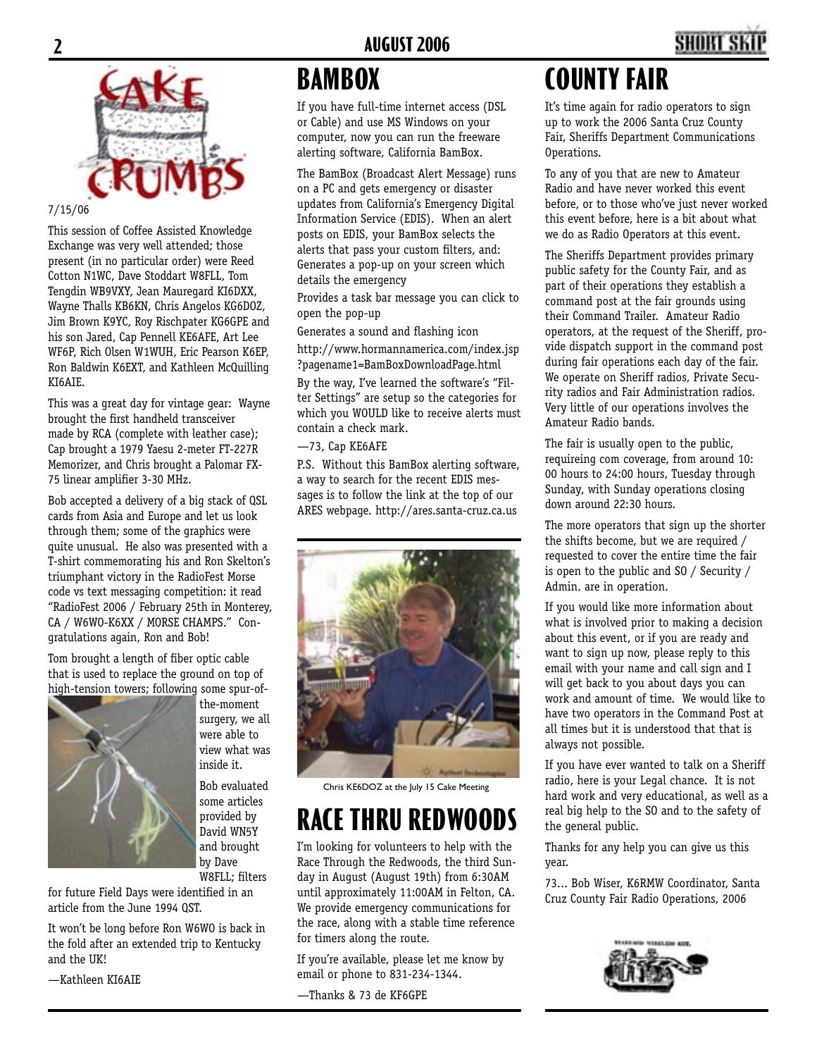# CAKE CRUMBS

7/15/06

This session of Coffee Assisted Knowledge Exchange was very well attended; those present (in no particular order) were Reed Cotton N1WC, Dave Stoddart W8FLL, Tom Tengdin WB9VXY, Jean Mauregard KI6DXX, Wayne Thalls KB6KN, Chris Angelos KG6DOZ, Jim Brown K9YC, Roy Rischpater KG6GPE and his son Jared, Cap Pennell KE6AFE, Art Lee WF6P, Rich Olsen W1WUH, Eric Pearson K6EP, Ron Baldwin K6EXT, and Kathleen McQuilling KI6AIE.

This was a great day for vintage gear: Wayne brought the first handheld transceiver made by RCA (complete with leather case); Cap brought a 1979 Yaesu 2-meter FT-227R Memorizer, and Chris brought a Palomar FX-75 linear amplifier 3-30 MHz.

Bob accepted a delivery of a big stack of QSL cards from Asia and Europe and let us look through them; some of the graphics were quite unusual. He also was presented with a T-shirt commemorating his and Ron Skelton's triumphant victory in the RadioFest Morse code vs text messaging competition: it read "RadioFest 2006 / February 25th in Monterey, CA / W6WO-K6XX / MORSE CHAMPS." Congratulations again, Ron and Bob!

Tom brought a length of fiber optic cable that is used to replace the ground on top of high-tension towers; following some spur-of-the-moment surgery, we all were able to view what was inside it.

Bob evaluated some articles provided by David WN5Y and brought by Dave W8FLL; filters for future Field Days were identified in an article from the June 1994 QST.

It won't be long before Ron W6WO is back in the fold after an extended trip to Kentucky and the UK!

—Kathleen KI6AIE

# BAMBOX

If you have full-time internet access (DSL or Cable) and use MS Windows on your computer, now you can run the freeware alerting software, California BamBox.

The BamBox (Broadcast Alert Message) runs on a PC and gets emergency or disaster updates from California's Emergency Digital Information Service (EDIS). When an alert posts on EDIS, your BamBox selects the alerts that pass your custom filters, and: Generates a pop-up on your screen which details the emergency

Provides a task bar message you can click to open the pop-up

Generates a sound and flashing icon

http://www.hormannamerica.com/index.jsp?pagename1=BamBoxDownloadPage.html

By the way, I've learned the software's "Filter Settings" are setup so the categories for which you WOULD like to receive alerts must contain a check mark.

—73, Cap KE6AFE

P.S. Without this BamBox alerting software, a way to search for the recent EDIS messages is to follow the link at the top of our ARES webpage. http://ares.santa-cruz.ca.us

Chris KE6DOZ at the July 15 Cake Meeting

# RACE THRU REDWOODS

I'm looking for volunteers to help with the Race Through the Redwoods, the third Sunday in August (August 19th) from 6:30AM until approximately 11:00AM in Felton, CA. We provide emergency communications for the race, along with a stable time reference for timers along the route.

If you're available, please let me know by email or phone to 831-234-1344.

—Thanks & 73 de KF6GPE

# COUNTY FAIR

It's time again for radio operators to sign up to work the 2006 Santa Cruz County Fair, Sheriffs Department Communications Operations.

To any of you that are new to Amateur Radio and have never worked this event before, or to those who've just never worked this event before, here is a bit about what we do as Radio Operators at this event.

The Sheriffs Department provides primary public safety for the County Fair, and as part of their operations they establish a command post at the fair grounds using their Command Trailer. Amateur Radio operators, at the request of the Sheriff, provide dispatch support in the command post during fair operations each day of the fair. We operate on Sheriff radios, Private Security radios and Fair Administration radios. Very little of our operations involves the Amateur Radio bands.

The fair is usually open to the public, requireing com coverage, from around 10:00 hours to 24:00 hours, Tuesday through Sunday, with Sunday operations closing down around 22:30 hours.

The more operators that sign up the shorter the shifts become, but we are required / requested to cover the entire time the fair is open to the public and SO / Security / Admin. are in operation.

If you would like more information about what is involved prior to making a decision about this event, or if you are ready and want to sign up now, please reply to this email with your name and call sign and I will get back to you about days you can work and amount of time. We would like to have two operators in the Command Post at all times but it is understood that that is always not possible.

If you have ever wanted to talk on a Sheriff radio, here is your Legal chance. It is not hard work and very educational, as well as a real big help to the SO and to the safety of the general public.

Thanks for any help you can give us this year.

73... Bob Wiser, K6RMW Coordinator, Santa Cruz County Fair Radio Operations, 2006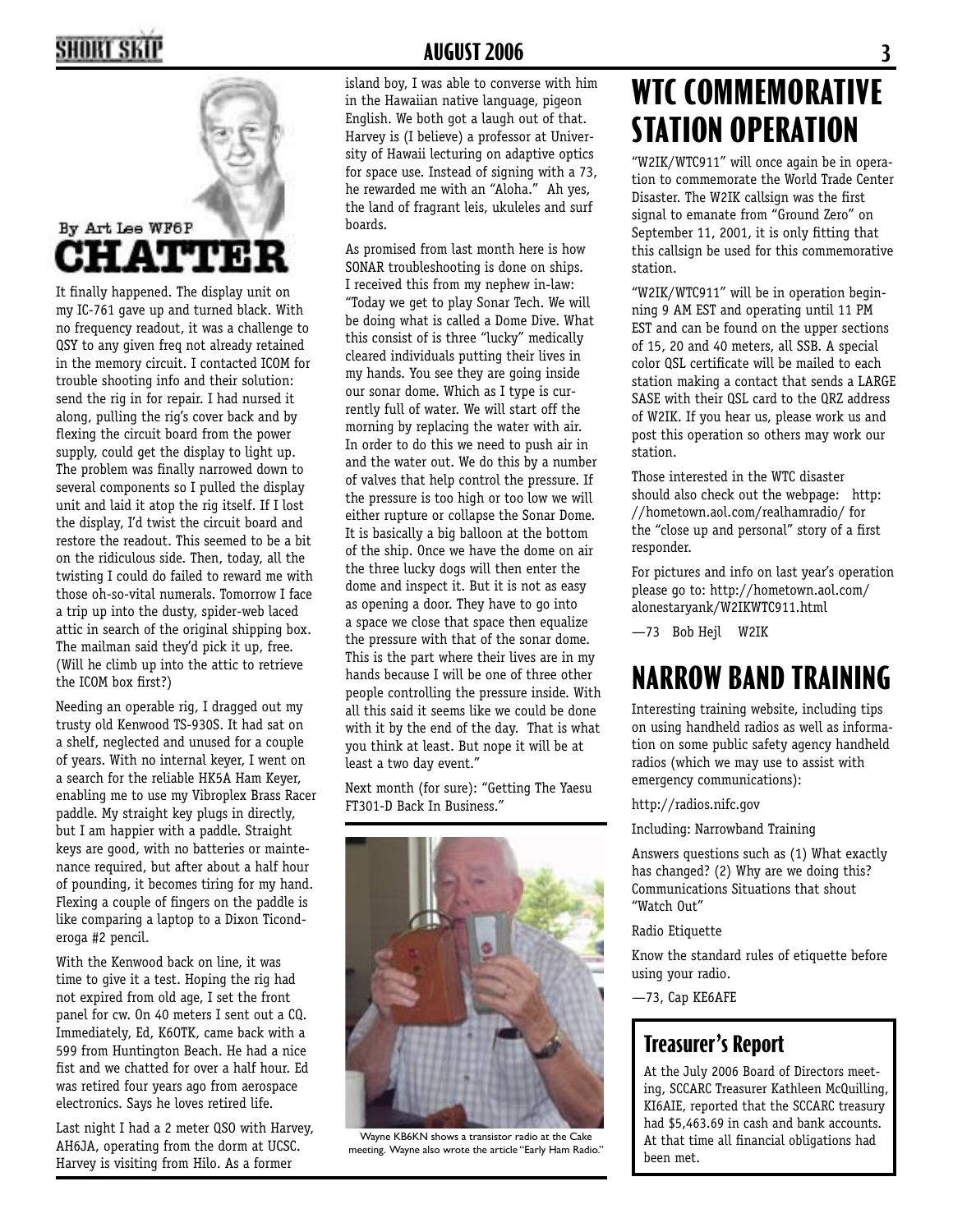By Art Lee WF6P

# CHATTER

It finally happened. The display unit on my IC-761 gave up and turned black. With no frequency readout, it was a challenge to QSY to any given freq not already retained in the memory circuit. I contacted ICOM for trouble shooting info and their solution: send the rig in for repair. I had nursed it along, pulling the rig's cover back and by flexing the circuit board from the power supply, could get the display to light up. The problem was finally narrowed down to several components so I pulled the display unit and laid it atop the rig itself. If I lost the display, I'd twist the circuit board and restore the readout. This seemed to be a bit on the ridiculous side. Then, today, all the twisting I could do failed to reward me with those oh-so-vital numerals. Tomorrow I face a trip up into the dusty, spider-web laced attic in search of the original shipping box. The mailman said they'd pick it up, free. (Will he climb up into the attic to retrieve the ICOM box first?)

Needing an operable rig, I dragged out my trusty old Kenwood TS-930S. It had sat on a shelf, neglected and unused for a couple of years. With no internal keyer, I went on a search for the reliable HK5A Ham Keyer, enabling me to use my Vibroplex Brass Racer paddle. My straight key plugs in directly, but I am happier with a paddle. Straight keys are good, with no batteries or maintenance required, but after about a half hour of pounding, it becomes tiring for my hand. Flexing a couple of fingers on the paddle is like comparing a laptop to a Dixon Ticonderoga #2 pencil.

With the Kenwood back on line, it was time to give it a test. Hoping the rig had not expired from old age, I set the front panel for cw. On 40 meters I sent out a CQ. Immediately, Ed, K6OTK, came back with a 599 from Huntington Beach. He had a nice fist and we chatted for over a half hour. Ed was retired four years ago from aerospace electronics. Says he loves retired life.

Last night I had a 2 meter QSO with Harvey, AH6JA, operating from the dorm at UCSC. Harvey is visiting from Hilo. As a former island boy, I was able to converse with him in the Hawaiian native language, pigeon English. We both got a laugh out of that. Harvey is (I believe) a professor at University of Hawaii lecturing on adaptive optics for space use. Instead of signing with a 73, he rewarded me with an "Aloha." Ah yes, the land of fragrant leis, ukuleles and surf boards.

As promised from last month here is how SONAR troubleshooting is done on ships. I received this from my nephew in-law: "Today we get to play Sonar Tech. We will be doing what is called a Dome Dive. What this consist of is three "lucky" medically cleared individuals putting their lives in my hands. You see they are going inside our sonar dome. Which as I type is currently full of water. We will start off the morning by replacing the water with air. In order to do this we need to push air in and the water out. We do this by a number of valves that help control the pressure. If the pressure is too high or too low we will either rupture or collapse the Sonar Dome. It is basically a big balloon at the bottom of the ship. Once we have the dome on air the three lucky dogs will then enter the dome and inspect it. But it is not as easy as opening a door. They have to go into a space we close that space then equalize the pressure with that of the sonar dome. This is the part where their lives are in my hands because I will be one of three other people controlling the pressure inside. With all this said it seems like we could be done with it by the end of the day. That is what you think at least. But nope it will be at least a two day event."

Next month (for sure): "Getting The Yaesu FT301-D Back In Business."

Wayne KB6KN shows a transistor radio at the Cake meeting. Wayne also wrote the article "Early Ham Radio."

# WTC COMMEMORATIVE STATION OPERATION

"W2IK/WTC911" will once again be in operation to commemorate the World Trade Center Disaster. The W2IK callsign was the first signal to emanate from "Ground Zero" on September 11, 2001, it is only fitting that this callsign be used for this commemorative station.

"W2IK/WTC911" will be in operation beginning 9 AM EST and operating until 11 PM EST and can be found on the upper sections of 15, 20 and 40 meters, all SSB. A special color QSL certificate will be mailed to each station making a contact that sends a LARGE SASE with their QSL card to the QRZ address of W2IK. If you hear us, please work us and post this operation so others may work our station.

Those interested in the WTC disaster should also check out the webpage: http://hometown.aol.com/realhamradio/ for the "close up and personal" story of a first responder.

For pictures and info on last year's operation please go to: http://hometown.aol.com/alonestaryank/W2IKWTC911.html

—73 Bob Hejl W2IK

# NARROW BAND TRAINING

Interesting training website, including tips on using handheld radios as well as information on some public safety agency handheld radios (which we may use to assist with emergency communications):

http://radios.nifc.gov

Including: Narrowband Training

Answers questions such as (1) What exactly has changed? (2) Why are we doing this? Communications Situations that shout "Watch Out"

Radio Etiquette

Know the standard rules of etiquette before using your radio.

—73, Cap KE6AFE

## Treasurer's Report

At the July 2006 Board of Directors meeting, SCCARC Treasurer Kathleen McQuilling, KI6AIE, reported that the SCCARC treasury had $5,463.69 in cash and bank accounts. At that time all financial obligations had been met.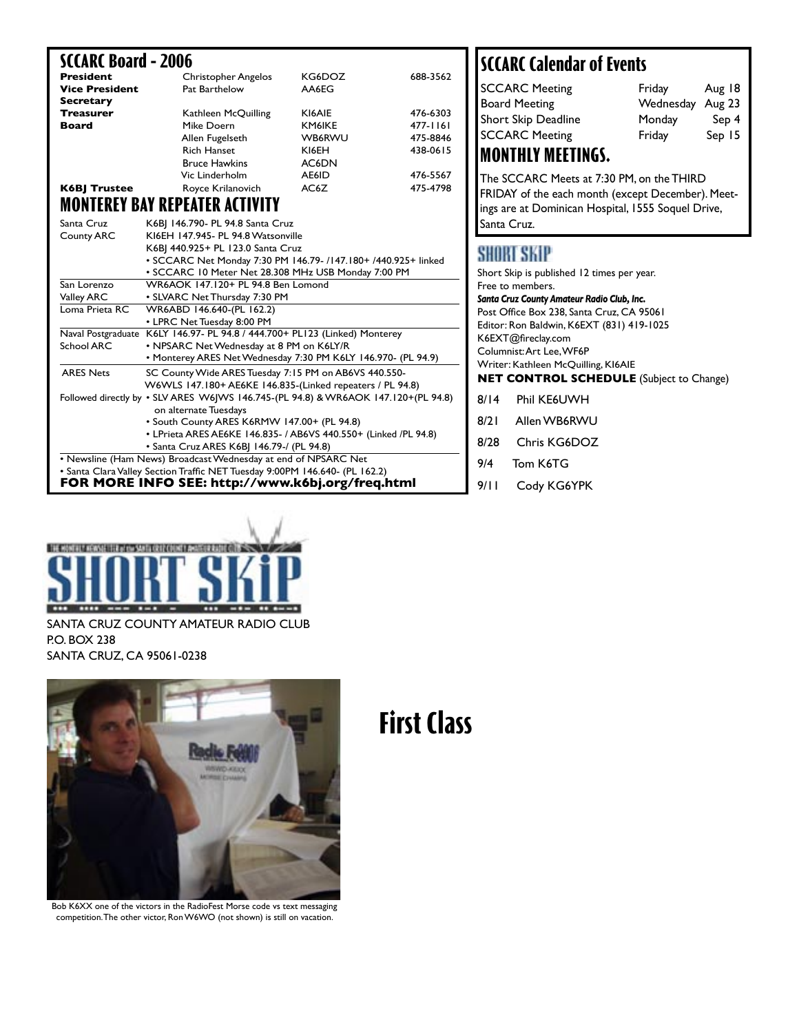## SCCARC Board - 2006

| | | | |
|---|---|---|---|
| **President** | Christopher Angelos | KG6DOZ | 688-3562 |
| **Vice President** | Pat Barthelow | AA6EG | |
| **Secretary** | | | |
| **Treasurer** | Kathleen McQuilling | KI6AIE | 476-6303 |
| **Board** | Mike Doern | KM6IKE | 477-1161 |
| | Allen Fugelseth | WB6RWU | 475-8846 |
| | Rich Hanset | KI6EH | 438-0615 |
| | Bruce Hawkins | AC6DN | |
| | Vic Linderholm | AE6ID | 476-5567 |
| **K6BJ Trustee** | Royce Krilanovich | AC6Z | 475-4798 |

## MONTEREY BAY REPEATER ACTIVITY

| | |
|---|---|
| Santa Cruz County ARC | K6BJ 146.790- PL 94.8 Santa Cruz<br>KI6EH 147.945- PL 94.8 Watsonville<br>K6BJ 440.925+ PL 123.0 Santa Cruz<br>• SCCARC Net Monday 7:30 PM 146.79- /147.180+ /440.925+ linked<br>• SCCARC 10 Meter Net 28.308 MHz USB Monday 7:00 PM |
| San Lorenzo Valley ARC | WR6AOK 147.120+ PL 94.8 Ben Lomond<br>• SLVARC Net Thursday 7:30 PM |
| Loma Prieta RC | WR6ABD 146.640-(PL 162.2)<br>• LPRC Net Tuesday 8:00 PM |
| Naval Postgraduate School ARC | K6LY 146.97- PL 94.8 / 444.700+ PL123 (Linked) Monterey<br>• NPSARC Net Wednesday at 8 PM on K6LY/R<br>• Monterey ARES Net Wednesday 7:30 PM K6LY 146.970- (PL 94.9) |
| ARES Nets | SC County Wide ARES Tuesday 7:15 PM on AB6VS 440.550-<br>W6WLS 147.180+ AE6KE 146.835-(Linked repeaters / PL 94.8) |
| Followed directly by | • SLV ARES W6JWS 146.745-(PL 94.8) & WR6AOK 147.120+(PL 94.8) on alternate Tuesdays<br>• South County ARES K6RMW 147.00+ (PL 94.8)<br>• LPrieta ARES AE6KE 146.835- / AB6VS 440.550+ (Linked /PL 94.8)<br>• Santa Cruz ARES K6BJ 146.79-/ (PL 94.8) |

• Newsline (Ham News) Broadcast Wednesday at end of NPSARC Net
• Santa Clara Valley Section Traffic NET Tuesday 9:00PM 146.640- (PL 162.2)

**FOR MORE INFO SEE: http://www.k6bj.org/freq.html**

## SCCARC Calendar of Events

| | | |
|---|---|---|
| SCCARC Meeting | Friday | Aug 18 |
| Board Meeting | Wednesday | Aug 23 |
| Short Skip Deadline | Monday | Sep 4 |
| SCCARC Meeting | Friday | Sep 15 |

## MONTHLY MEETINGS.

The SCCARC Meets at 7:30 PM, on the THIRD FRIDAY of the each month (except December). Meetings are at Dominican Hospital, 1555 Soquel Drive, Santa Cruz.

## SHORT SKIP

Short Skip is published 12 times per year.
Free to members.
***Santa Cruz County Amateur Radio Club, Inc.***
Post Office Box 238, Santa Cruz, CA 95061
Editor: Ron Baldwin, K6EXT (831) 419-1025
K6EXT@fireclay.com
Columnist: Art Lee, WF6P
Writer: Kathleen McQuilling, KI6AIE

**NET CONTROL SCHEDULE** (Subject to Change)

8/14 Phil KE6UWH
8/21 Allen WB6RWU
8/28 Chris KG6DOZ
9/4 Tom K6TG
9/11 Cody KG6YPK

SANTA CRUZ COUNTY AMATEUR RADIO CLUB
P.O. BOX 238
SANTA CRUZ, CA 95061-0238

# First Class

Bob K6XX one of the victors in the RadioFest Morse code vs text messaging competition. The other victor, Ron W6WO (not shown) is still on vacation.